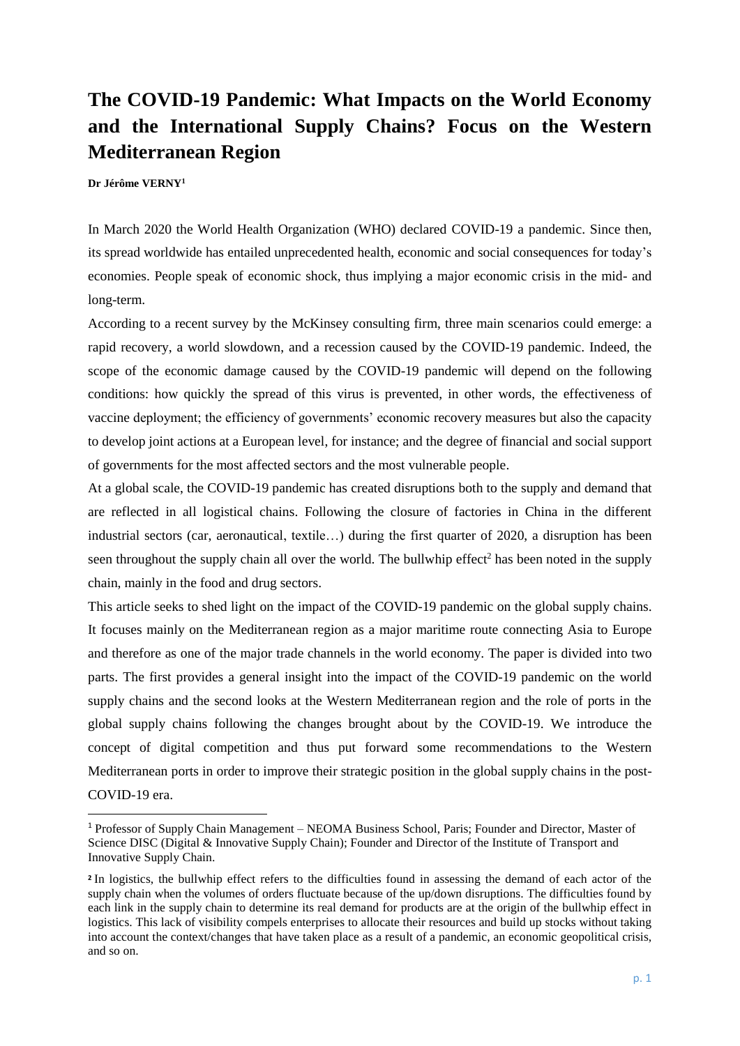# The COVID-19 Pandemic: What Impacts on the World Economy and the International Supply Chains? Focus on the Western Mediterranean Region

**Dr Jérôme VERNY[1]**

In March 2020 the World Health Organization (WHO) declared COVID-19 a pandemic. Since then, its spread worldwide has entailed unprecedented health, economic and social consequences for today's economies. People speak of economic shock, thus implying a major economic crisis in the mid- and long-term.

According to a recent survey by the McKinsey consulting firm, three main scenarios could emerge: a rapid recovery, a world slowdown, and a recession caused by the COVID-19 pandemic. Indeed, the scope of the economic damage caused by the COVID-19 pandemic will depend on the following conditions: how quickly the spread of this virus is prevented, in other words, the effectiveness of vaccine deployment; the efficiency of governments' economic recovery measures but also the capacity to develop joint actions at a European level, for instance; and the degree of financial and social support of governments for the most affected sectors and the most vulnerable people.

At a global scale, the COVID-19 pandemic has created disruptions both to the supply and demand that are reflected in all logistical chains. Following the closure of factories in China in the different industrial sectors (car, aeronautical, textile…) during the first quarter of 2020, a disruption has been seen throughout the supply chain all over the world. The bullwhip effect[2] has been noted in the supply chain, mainly in the food and drug sectors.

This article seeks to shed light on the impact of the COVID-19 pandemic on the global supply chains. It focuses mainly on the Mediterranean region as a major maritime route connecting Asia to Europe and therefore as one of the major trade channels in the world economy. The paper is divided into two parts. The first provides a general insight into the impact of the COVID-19 pandemic on the world supply chains and the second looks at the Western Mediterranean region and the role of ports in the global supply chains following the changes brought about by the COVID-19. We introduce the concept of digital competition and thus put forward some recommendations to the Western Mediterranean ports in order to improve their strategic position in the global supply chains in the post-COVID-19 era.

---

[1] Professor of Supply Chain Management – NEOMA Business School, Paris; Founder and Director, Master of Science DISC (Digital & Innovative Supply Chain); Founder and Director of the Institute of Transport and Innovative Supply Chain.

[2] In logistics, the bullwhip effect refers to the difficulties found in assessing the demand of each actor of the supply chain when the volumes of orders fluctuate because of the up/down disruptions. The difficulties found by each link in the supply chain to determine its real demand for products are at the origin of the bullwhip effect in logistics. This lack of visibility compels enterprises to allocate their resources and build up stocks without taking into account the context/changes that have taken place as a result of a pandemic, an economic geopolitical crisis, and so on.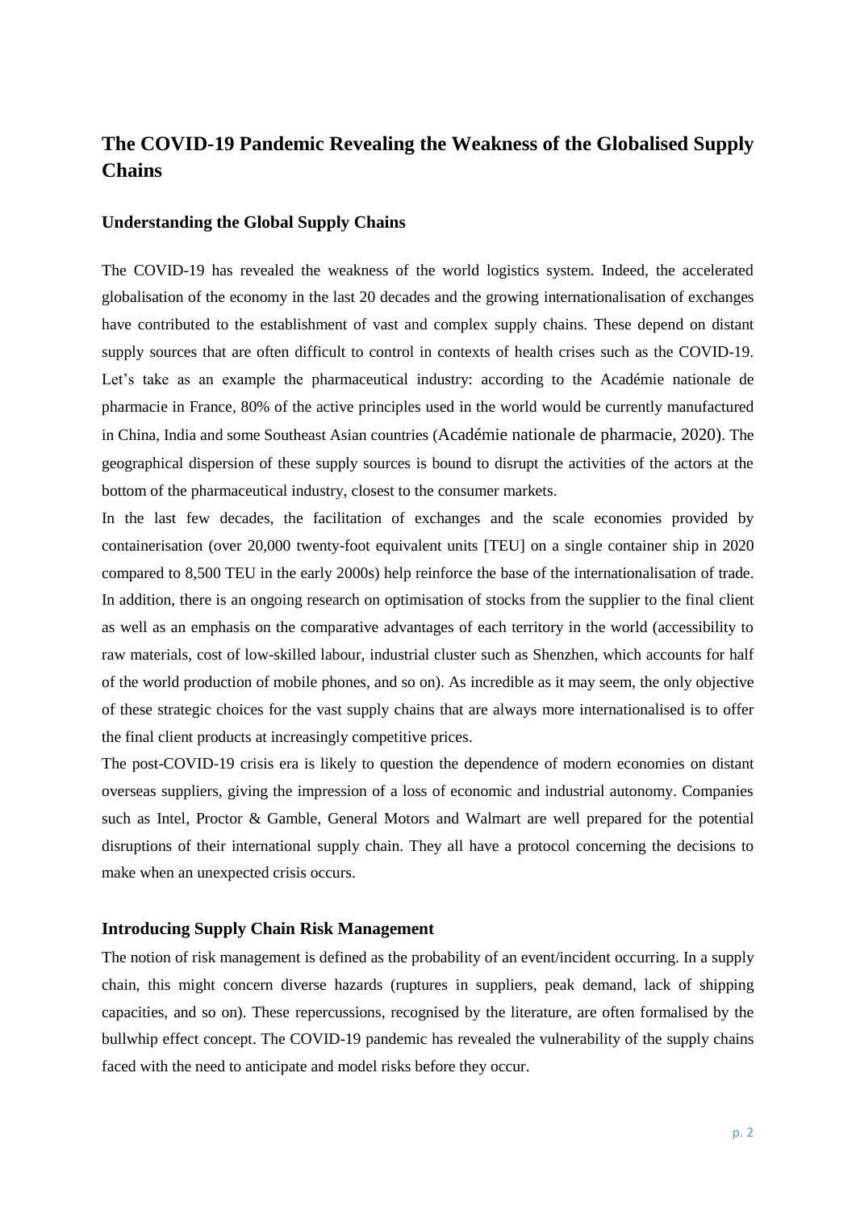## The COVID-19 Pandemic Revealing the Weakness of the Globalised Supply Chains

### Understanding the Global Supply Chains

The COVID-19 has revealed the weakness of the world logistics system. Indeed, the accelerated globalisation of the economy in the last 20 decades and the growing internationalisation of exchanges have contributed to the establishment of vast and complex supply chains. These depend on distant supply sources that are often difficult to control in contexts of health crises such as the COVID-19. Let's take as an example the pharmaceutical industry: according to the Académie nationale de pharmacie in France, 80% of the active principles used in the world would be currently manufactured in China, India and some Southeast Asian countries (Académie nationale de pharmacie, 2020). The geographical dispersion of these supply sources is bound to disrupt the activities of the actors at the bottom of the pharmaceutical industry, closest to the consumer markets.

In the last few decades, the facilitation of exchanges and the scale economies provided by containerisation (over 20,000 twenty-foot equivalent units [TEU] on a single container ship in 2020 compared to 8,500 TEU in the early 2000s) help reinforce the base of the internationalisation of trade. In addition, there is an ongoing research on optimisation of stocks from the supplier to the final client as well as an emphasis on the comparative advantages of each territory in the world (accessibility to raw materials, cost of low-skilled labour, industrial cluster such as Shenzhen, which accounts for half of the world production of mobile phones, and so on). As incredible as it may seem, the only objective of these strategic choices for the vast supply chains that are always more internationalised is to offer the final client products at increasingly competitive prices.

The post-COVID-19 crisis era is likely to question the dependence of modern economies on distant overseas suppliers, giving the impression of a loss of economic and industrial autonomy. Companies such as Intel, Proctor & Gamble, General Motors and Walmart are well prepared for the potential disruptions of their international supply chain. They all have a protocol concerning the decisions to make when an unexpected crisis occurs.

### Introducing Supply Chain Risk Management

The notion of risk management is defined as the probability of an event/incident occurring. In a supply chain, this might concern diverse hazards (ruptures in suppliers, peak demand, lack of shipping capacities, and so on). These repercussions, recognised by the literature, are often formalised by the bullwhip effect concept. The COVID-19 pandemic has revealed the vulnerability of the supply chains faced with the need to anticipate and model risks before they occur.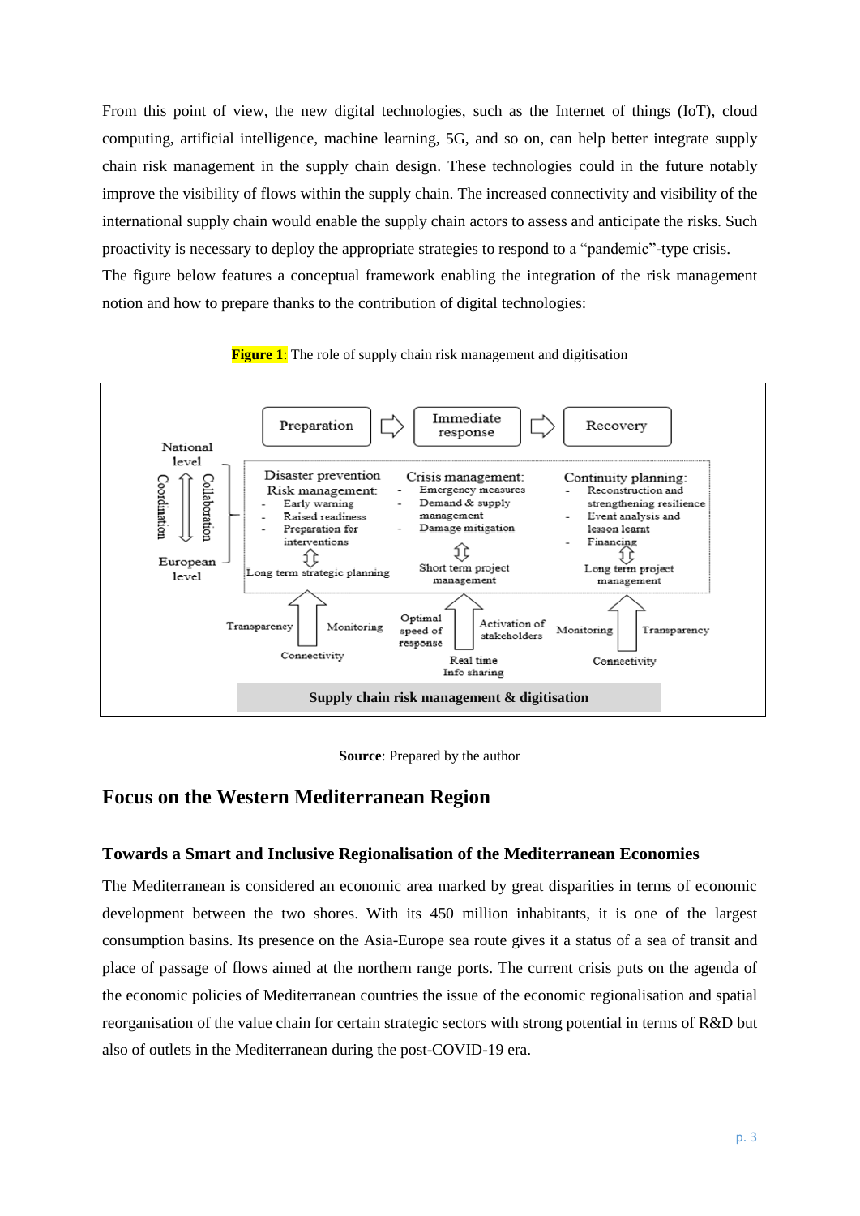From this point of view, the new digital technologies, such as the Internet of things (IoT), cloud computing, artificial intelligence, machine learning, 5G, and so on, can help better integrate supply chain risk management in the supply chain design. These technologies could in the future notably improve the visibility of flows within the supply chain. The increased connectivity and visibility of the international supply chain would enable the supply chain actors to assess and anticipate the risks. Such proactivity is necessary to deploy the appropriate strategies to respond to a "pandemic"-type crisis.

The figure below features a conceptual framework enabling the integration of the risk management notion and how to prepare thanks to the contribution of digital technologies:

**Figure 1**: The role of supply chain risk management and digitisation

Preparation ⇨ Immediate response ⇨ Recovery

National level

Coordination ⇕ Collaboration

European level

| Disaster prevention Risk management: | Crisis management: | Continuity planning: |
|---|---|---|
| - Early warning<br>- Raised readiness<br>- Preparation for interventions | - Emergency measures<br>- Demand & supply management<br>- Damage mitigation | - Reconstruction and strengthening resilience<br>- Event analysis and lesson learnt<br>- Financing |
| Long term strategic planning | Short term project management | Long term project management |
| Transparency, Monitoring, Connectivity | Optimal speed of response, Activation of stakeholders, Real time Info sharing | Monitoring, Transparency, Connectivity |

**Supply chain risk management & digitisation**

**Source**: Prepared by the author

## Focus on the Western Mediterranean Region

### Towards a Smart and Inclusive Regionalisation of the Mediterranean Economies

The Mediterranean is considered an economic area marked by great disparities in terms of economic development between the two shores. With its 450 million inhabitants, it is one of the largest consumption basins. Its presence on the Asia-Europe sea route gives it a status of a sea of transit and place of passage of flows aimed at the northern range ports. The current crisis puts on the agenda of the economic policies of Mediterranean countries the issue of the economic regionalisation and spatial reorganisation of the value chain for certain strategic sectors with strong potential in terms of R&D but also of outlets in the Mediterranean during the post-COVID-19 era.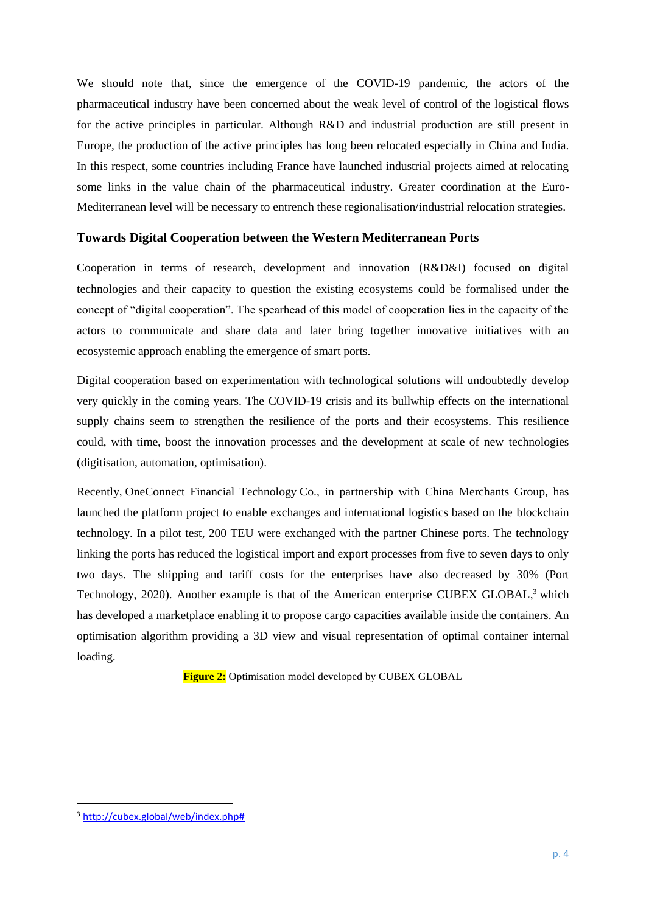We should note that, since the emergence of the COVID-19 pandemic, the actors of the pharmaceutical industry have been concerned about the weak level of control of the logistical flows for the active principles in particular. Although R&D and industrial production are still present in Europe, the production of the active principles has long been relocated especially in China and India. In this respect, some countries including France have launched industrial projects aimed at relocating some links in the value chain of the pharmaceutical industry. Greater coordination at the Euro-Mediterranean level will be necessary to entrench these regionalisation/industrial relocation strategies.

## Towards Digital Cooperation between the Western Mediterranean Ports

Cooperation in terms of research, development and innovation (R&D&I) focused on digital technologies and their capacity to question the existing ecosystems could be formalised under the concept of "digital cooperation". The spearhead of this model of cooperation lies in the capacity of the actors to communicate and share data and later bring together innovative initiatives with an ecosystemic approach enabling the emergence of smart ports.

Digital cooperation based on experimentation with technological solutions will undoubtedly develop very quickly in the coming years. The COVID-19 crisis and its bullwhip effects on the international supply chains seem to strengthen the resilience of the ports and their ecosystems. This resilience could, with time, boost the innovation processes and the development at scale of new technologies (digitisation, automation, optimisation).

Recently, OneConnect Financial Technology Co., in partnership with China Merchants Group, has launched the platform project to enable exchanges and international logistics based on the blockchain technology. In a pilot test, 200 TEU were exchanged with the partner Chinese ports. The technology linking the ports has reduced the logistical import and export processes from five to seven days to only two days. The shipping and tariff costs for the enterprises have also decreased by 30% (Port Technology, 2020). Another example is that of the American enterprise CUBEX GLOBAL,[3] which has developed a marketplace enabling it to propose cargo capacities available inside the containers. An optimisation algorithm providing a 3D view and visual representation of optimal container internal loading.

**Figure 2:** Optimisation model developed by CUBEX GLOBAL

[3] http://cubex.global/web/index.php#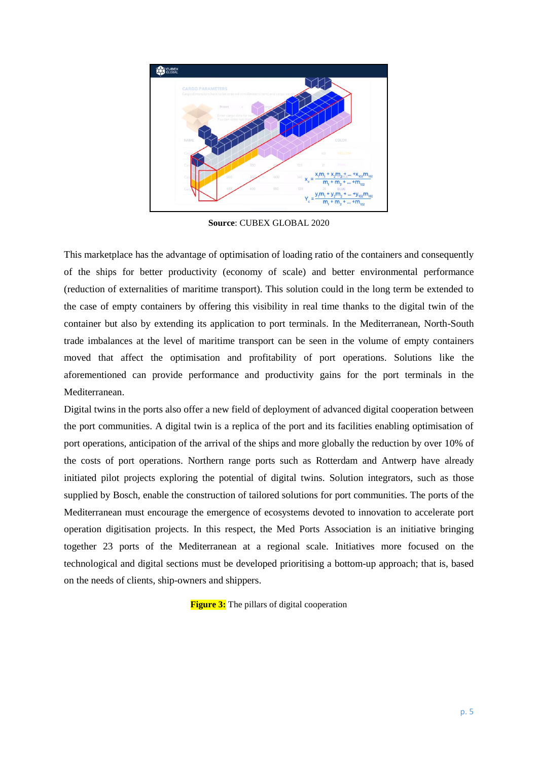**Source**: CUBEX GLOBAL 2020

This marketplace has the advantage of optimisation of loading ratio of the containers and consequently of the ships for better productivity (economy of scale) and better environmental performance (reduction of externalities of maritime transport). This solution could in the long term be extended to the case of empty containers by offering this visibility in real time thanks to the digital twin of the container but also by extending its application to port terminals. In the Mediterranean, North-South trade imbalances at the level of maritime transport can be seen in the volume of empty containers moved that affect the optimisation and profitability of port operations. Solutions like the aforementioned can provide performance and productivity gains for the port terminals in the Mediterranean.

Digital twins in the ports also offer a new field of deployment of advanced digital cooperation between the port communities. A digital twin is a replica of the port and its facilities enabling optimisation of port operations, anticipation of the arrival of the ships and more globally the reduction by over 10% of the costs of port operations. Northern range ports such as Rotterdam and Antwerp have already initiated pilot projects exploring the potential of digital twins. Solution integrators, such as those supplied by Bosch, enable the construction of tailored solutions for port communities. The ports of the Mediterranean must encourage the emergence of ecosystems devoted to innovation to accelerate port operation digitisation projects. In this respect, the Med Ports Association is an initiative bringing together 23 ports of the Mediterranean at a regional scale. Initiatives more focused on the technological and digital sections must be developed prioritising a bottom-up approach; that is, based on the needs of clients, ship-owners and shippers.

**Figure 3:** The pillars of digital cooperation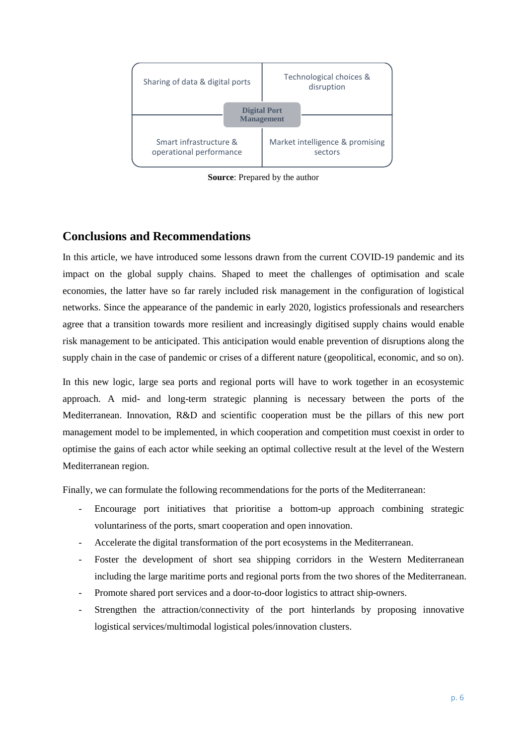| Sharing of data & digital ports | Technological choices & disruption |
| --- | --- |
| **Digital Port Management** | |
| Smart infrastructure & operational performance | Market intelligence & promising sectors |

**Source**: Prepared by the author

## Conclusions and Recommendations

In this article, we have introduced some lessons drawn from the current COVID-19 pandemic and its impact on the global supply chains. Shaped to meet the challenges of optimisation and scale economies, the latter have so far rarely included risk management in the configuration of logistical networks. Since the appearance of the pandemic in early 2020, logistics professionals and researchers agree that a transition towards more resilient and increasingly digitised supply chains would enable risk management to be anticipated. This anticipation would enable prevention of disruptions along the supply chain in the case of pandemic or crises of a different nature (geopolitical, economic, and so on).

In this new logic, large sea ports and regional ports will have to work together in an ecosystemic approach. A mid- and long-term strategic planning is necessary between the ports of the Mediterranean. Innovation, R&D and scientific cooperation must be the pillars of this new port management model to be implemented, in which cooperation and competition must coexist in order to optimise the gains of each actor while seeking an optimal collective result at the level of the Western Mediterranean region.

Finally, we can formulate the following recommendations for the ports of the Mediterranean:

- Encourage port initiatives that prioritise a bottom-up approach combining strategic voluntariness of the ports, smart cooperation and open innovation.
- Accelerate the digital transformation of the port ecosystems in the Mediterranean.
- Foster the development of short sea shipping corridors in the Western Mediterranean including the large maritime ports and regional ports from the two shores of the Mediterranean.
- Promote shared port services and a door-to-door logistics to attract ship-owners.
- Strengthen the attraction/connectivity of the port hinterlands by proposing innovative logistical services/multimodal logistical poles/innovation clusters.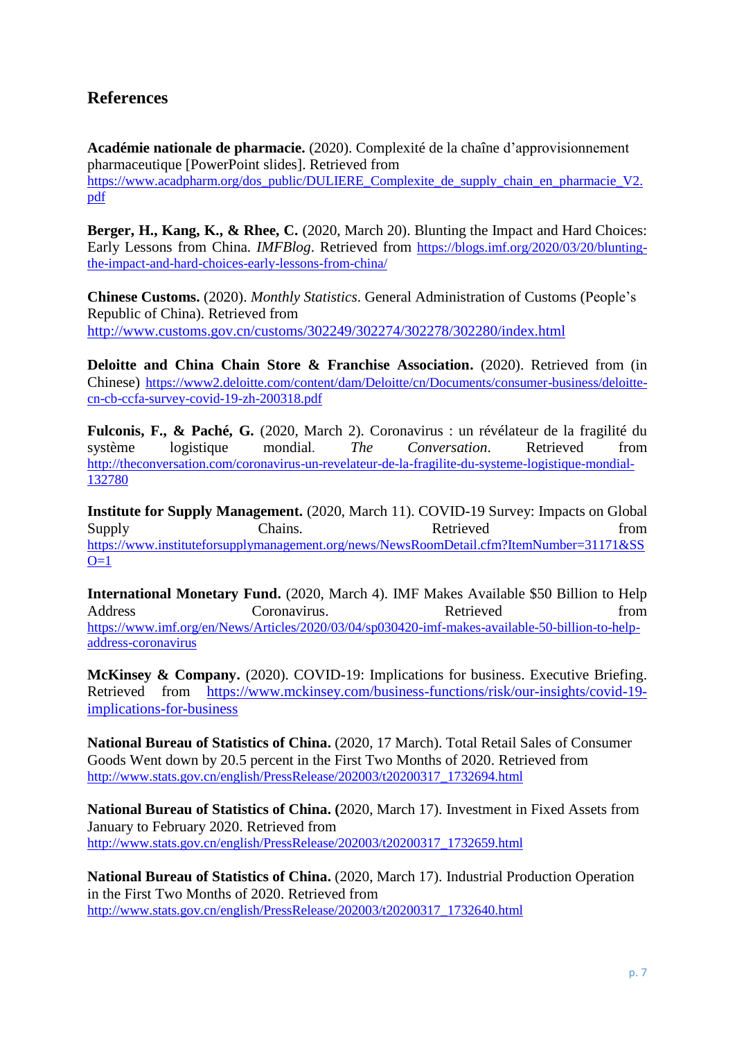## References

**Académie nationale de pharmacie.** (2020). Complexité de la chaîne d'approvisionnement pharmaceutique [PowerPoint slides]. Retrieved from https://www.acadpharm.org/dos_public/DULIERE_Complexite_de_supply_chain_en_pharmacie_V2.pdf

**Berger, H., Kang, K., & Rhee, C.** (2020, March 20). Blunting the Impact and Hard Choices: Early Lessons from China. *IMFBlog*. Retrieved from https://blogs.imf.org/2020/03/20/blunting-the-impact-and-hard-choices-early-lessons-from-china/

**Chinese Customs.** (2020). *Monthly Statistics*. General Administration of Customs (People's Republic of China). Retrieved from http://www.customs.gov.cn/customs/302249/302274/302278/302280/index.html

**Deloitte and China Chain Store & Franchise Association.** (2020). Retrieved from (in Chinese) https://www2.deloitte.com/content/dam/Deloitte/cn/Documents/consumer-business/deloitte-cn-cb-ccfa-survey-covid-19-zh-200318.pdf

**Fulconis, F., & Paché, G.** (2020, March 2). Coronavirus : un révélateur de la fragilité du système logistique mondial. *The Conversation*. Retrieved from http://theconversation.com/coronavirus-un-revelateur-de-la-fragilite-du-systeme-logistique-mondial-132780

**Institute for Supply Management.** (2020, March 11). COVID-19 Survey: Impacts on Global Supply Chains. Retrieved from https://www.instituteforsupplymanagement.org/news/NewsRoomDetail.cfm?ItemNumber=31171&SSO=1

**International Monetary Fund.** (2020, March 4). IMF Makes Available $50 Billion to Help Address Coronavirus. Retrieved from https://www.imf.org/en/News/Articles/2020/03/04/sp030420-imf-makes-available-50-billion-to-help-address-coronavirus

**McKinsey & Company.** (2020). COVID-19: Implications for business. Executive Briefing. Retrieved from https://www.mckinsey.com/business-functions/risk/our-insights/covid-19-implications-for-business

**National Bureau of Statistics of China.** (2020, 17 March). Total Retail Sales of Consumer Goods Went down by 20.5 percent in the First Two Months of 2020. Retrieved from http://www.stats.gov.cn/english/PressRelease/202003/t20200317_1732694.html

**National Bureau of Statistics of China. (**2020, March 17). Investment in Fixed Assets from January to February 2020. Retrieved from http://www.stats.gov.cn/english/PressRelease/202003/t20200317_1732659.html

**National Bureau of Statistics of China.** (2020, March 17). Industrial Production Operation in the First Two Months of 2020. Retrieved from http://www.stats.gov.cn/english/PressRelease/202003/t20200317_1732640.html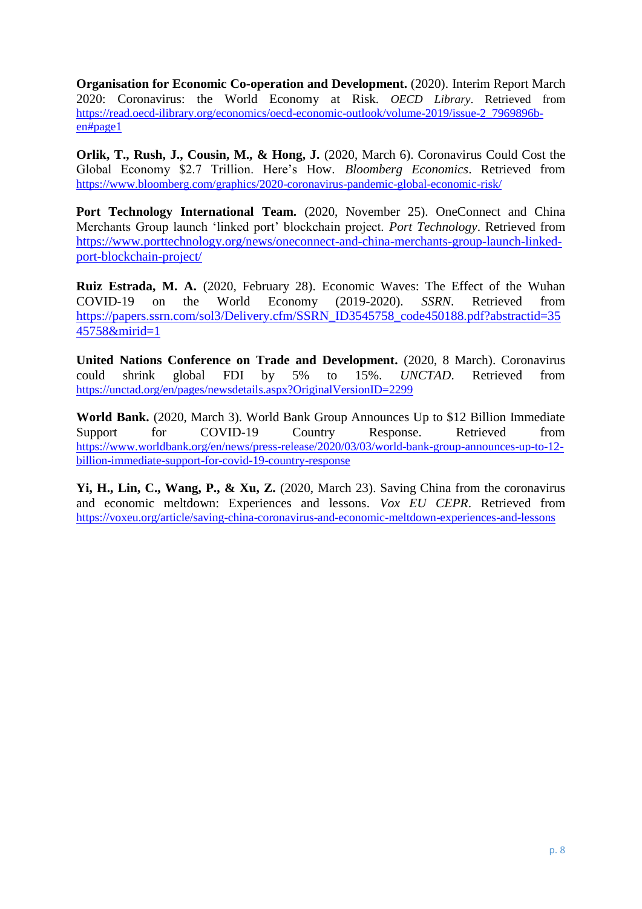**Organisation for Economic Co-operation and Development.** (2020). Interim Report March 2020: Coronavirus: the World Economy at Risk. *OECD Library*. Retrieved from https://read.oecd-ilibrary.org/economics/oecd-economic-outlook/volume-2019/issue-2_7969896b-en#page1

**Orlik, T., Rush, J., Cousin, M., & Hong, J.** (2020, March 6). Coronavirus Could Cost the Global Economy $2.7 Trillion. Here's How. *Bloomberg Economics*. Retrieved from https://www.bloomberg.com/graphics/2020-coronavirus-pandemic-global-economic-risk/

**Port Technology International Team.** (2020, November 25). OneConnect and China Merchants Group launch 'linked port' blockchain project. *Port Technology*. Retrieved from https://www.porttechnology.org/news/oneconnect-and-china-merchants-group-launch-linked-port-blockchain-project/

**Ruiz Estrada, M. A.** (2020, February 28). Economic Waves: The Effect of the Wuhan COVID-19 on the World Economy (2019-2020). *SSRN*. Retrieved from https://papers.ssrn.com/sol3/Delivery.cfm/SSRN_ID3545758_code450188.pdf?abstractid=3545758&mirid=1

**United Nations Conference on Trade and Development.** (2020, 8 March). Coronavirus could shrink global FDI by 5% to 15%. *UNCTAD*. Retrieved from https://unctad.org/en/pages/newsdetails.aspx?OriginalVersionID=2299

**World Bank.** (2020, March 3). World Bank Group Announces Up to $12 Billion Immediate Support for COVID-19 Country Response. Retrieved from https://www.worldbank.org/en/news/press-release/2020/03/03/world-bank-group-announces-up-to-12-billion-immediate-support-for-covid-19-country-response

**Yi, H., Lin, C., Wang, P., & Xu, Z.** (2020, March 23). Saving China from the coronavirus and economic meltdown: Experiences and lessons. *Vox EU CEPR*. Retrieved from https://voxeu.org/article/saving-china-coronavirus-and-economic-meltdown-experiences-and-lessons